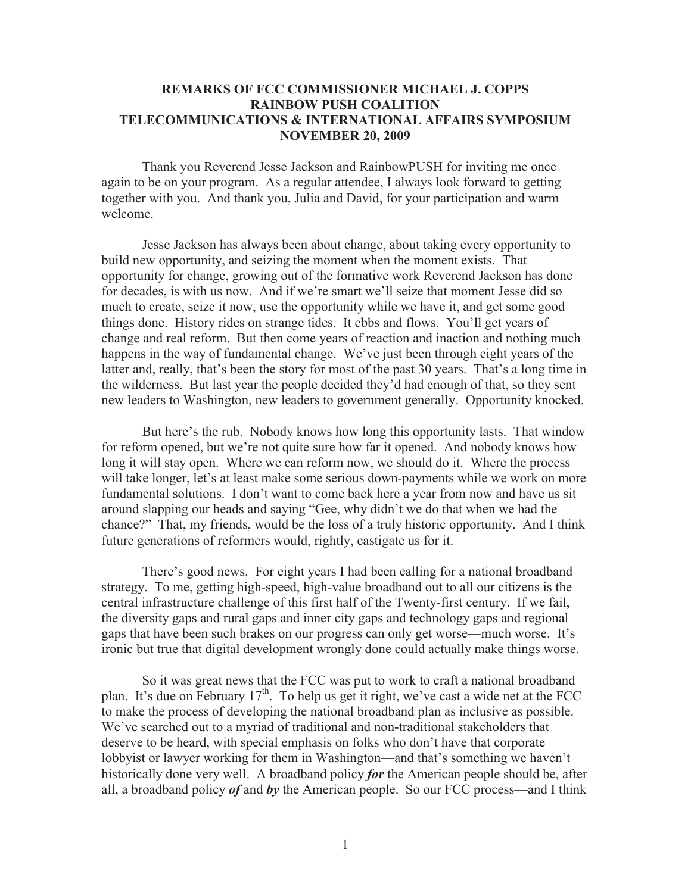# REMARKS OF FCC COMMISSIONER MICHAEL J. COPPS
# RAINBOW PUSH COALITION
# TELECOMMUNICATIONS & INTERNATIONAL AFFAIRS SYMPOSIUM
# NOVEMBER 20, 2009

Thank you Reverend Jesse Jackson and RainbowPUSH for inviting me once again to be on your program. As a regular attendee, I always look forward to getting together with you. And thank you, Julia and David, for your participation and warm welcome.

Jesse Jackson has always been about change, about taking every opportunity to build new opportunity, and seizing the moment when the moment exists. That opportunity for change, growing out of the formative work Reverend Jackson has done for decades, is with us now. And if we're smart we'll seize that moment Jesse did so much to create, seize it now, use the opportunity while we have it, and get some good things done. History rides on strange tides. It ebbs and flows. You'll get years of change and real reform. But then come years of reaction and inaction and nothing much happens in the way of fundamental change. We've just been through eight years of the latter and, really, that's been the story for most of the past 30 years. That's a long time in the wilderness. But last year the people decided they'd had enough of that, so they sent new leaders to Washington, new leaders to government generally. Opportunity knocked.

But here's the rub. Nobody knows how long this opportunity lasts. That window for reform opened, but we're not quite sure how far it opened. And nobody knows how long it will stay open. Where we can reform now, we should do it. Where the process will take longer, let's at least make some serious down-payments while we work on more fundamental solutions. I don't want to come back here a year from now and have us sit around slapping our heads and saying "Gee, why didn't we do that when we had the chance?" That, my friends, would be the loss of a truly historic opportunity. And I think future generations of reformers would, rightly, castigate us for it.

There's good news. For eight years I had been calling for a national broadband strategy. To me, getting high-speed, high-value broadband out to all our citizens is the central infrastructure challenge of this first half of the Twenty-first century. If we fail, the diversity gaps and rural gaps and inner city gaps and technology gaps and regional gaps that have been such brakes on our progress can only get worse—much worse. It's ironic but true that digital development wrongly done could actually make things worse.

So it was great news that the FCC was put to work to craft a national broadband plan. It's due on February 17th. To help us get it right, we've cast a wide net at the FCC to make the process of developing the national broadband plan as inclusive as possible. We've searched out to a myriad of traditional and non-traditional stakeholders that deserve to be heard, with special emphasis on folks who don't have that corporate lobbyist or lawyer working for them in Washington—and that's something we haven't historically done very well. A broadband policy ***for*** the American people should be, after all, a broadband policy ***of*** and ***by*** the American people. So our FCC process—and I think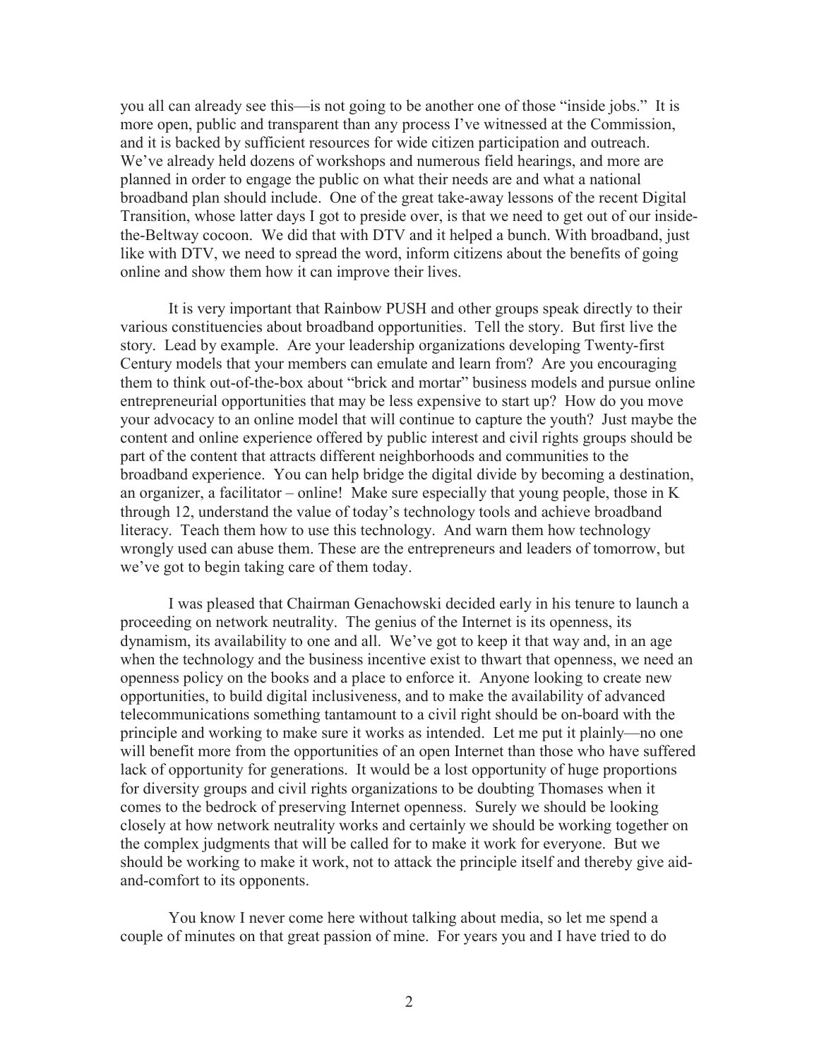you all can already see this—is not going to be another one of those "inside jobs." It is more open, public and transparent than any process I've witnessed at the Commission, and it is backed by sufficient resources for wide citizen participation and outreach. We've already held dozens of workshops and numerous field hearings, and more are planned in order to engage the public on what their needs are and what a national broadband plan should include. One of the great take-away lessons of the recent Digital Transition, whose latter days I got to preside over, is that we need to get out of our inside-the-Beltway cocoon. We did that with DTV and it helped a bunch. With broadband, just like with DTV, we need to spread the word, inform citizens about the benefits of going online and show them how it can improve their lives.

It is very important that Rainbow PUSH and other groups speak directly to their various constituencies about broadband opportunities. Tell the story. But first live the story. Lead by example. Are your leadership organizations developing Twenty-first Century models that your members can emulate and learn from? Are you encouraging them to think out-of-the-box about "brick and mortar" business models and pursue online entrepreneurial opportunities that may be less expensive to start up? How do you move your advocacy to an online model that will continue to capture the youth? Just maybe the content and online experience offered by public interest and civil rights groups should be part of the content that attracts different neighborhoods and communities to the broadband experience. You can help bridge the digital divide by becoming a destination, an organizer, a facilitator – online! Make sure especially that young people, those in K through 12, understand the value of today's technology tools and achieve broadband literacy. Teach them how to use this technology. And warn them how technology wrongly used can abuse them. These are the entrepreneurs and leaders of tomorrow, but we've got to begin taking care of them today.

I was pleased that Chairman Genachowski decided early in his tenure to launch a proceeding on network neutrality. The genius of the Internet is its openness, its dynamism, its availability to one and all. We've got to keep it that way and, in an age when the technology and the business incentive exist to thwart that openness, we need an openness policy on the books and a place to enforce it. Anyone looking to create new opportunities, to build digital inclusiveness, and to make the availability of advanced telecommunications something tantamount to a civil right should be on-board with the principle and working to make sure it works as intended. Let me put it plainly—no one will benefit more from the opportunities of an open Internet than those who have suffered lack of opportunity for generations. It would be a lost opportunity of huge proportions for diversity groups and civil rights organizations to be doubting Thomases when it comes to the bedrock of preserving Internet openness. Surely we should be looking closely at how network neutrality works and certainly we should be working together on the complex judgments that will be called for to make it work for everyone. But we should be working to make it work, not to attack the principle itself and thereby give aid-and-comfort to its opponents.

You know I never come here without talking about media, so let me spend a couple of minutes on that great passion of mine. For years you and I have tried to do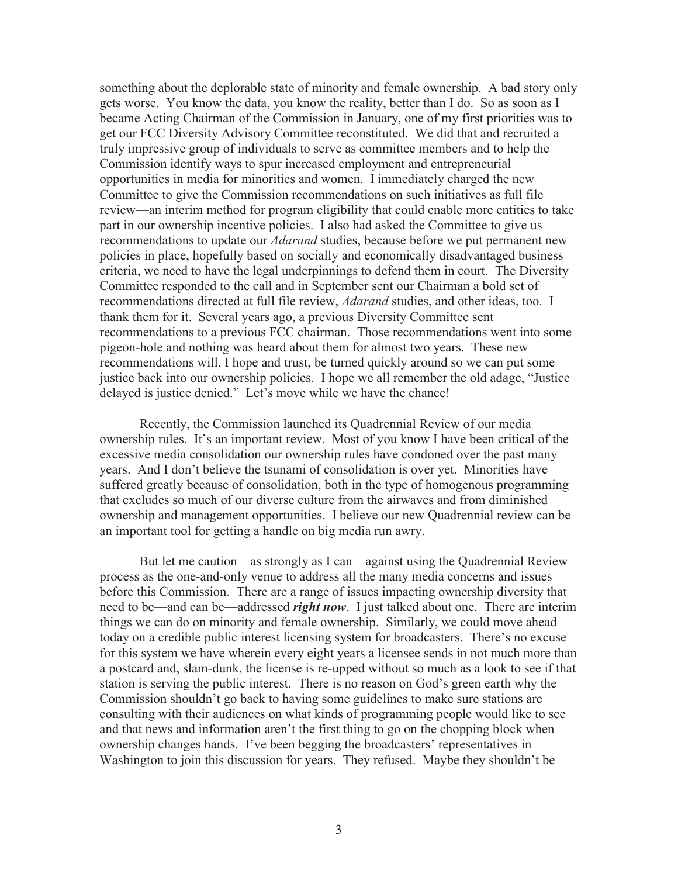something about the deplorable state of minority and female ownership. A bad story only gets worse. You know the data, you know the reality, better than I do. So as soon as I became Acting Chairman of the Commission in January, one of my first priorities was to get our FCC Diversity Advisory Committee reconstituted. We did that and recruited a truly impressive group of individuals to serve as committee members and to help the Commission identify ways to spur increased employment and entrepreneurial opportunities in media for minorities and women. I immediately charged the new Committee to give the Commission recommendations on such initiatives as full file review—an interim method for program eligibility that could enable more entities to take part in our ownership incentive policies. I also had asked the Committee to give us recommendations to update our *Adarand* studies, because before we put permanent new policies in place, hopefully based on socially and economically disadvantaged business criteria, we need to have the legal underpinnings to defend them in court. The Diversity Committee responded to the call and in September sent our Chairman a bold set of recommendations directed at full file review, *Adarand* studies, and other ideas, too. I thank them for it. Several years ago, a previous Diversity Committee sent recommendations to a previous FCC chairman. Those recommendations went into some pigeon-hole and nothing was heard about them for almost two years. These new recommendations will, I hope and trust, be turned quickly around so we can put some justice back into our ownership policies. I hope we all remember the old adage, "Justice delayed is justice denied." Let's move while we have the chance!

Recently, the Commission launched its Quadrennial Review of our media ownership rules. It's an important review. Most of you know I have been critical of the excessive media consolidation our ownership rules have condoned over the past many years. And I don't believe the tsunami of consolidation is over yet. Minorities have suffered greatly because of consolidation, both in the type of homogenous programming that excludes so much of our diverse culture from the airwaves and from diminished ownership and management opportunities. I believe our new Quadrennial review can be an important tool for getting a handle on big media run awry.

But let me caution—as strongly as I can—against using the Quadrennial Review process as the one-and-only venue to address all the many media concerns and issues before this Commission. There are a range of issues impacting ownership diversity that need to be—and can be—addressed ***right now***. I just talked about one. There are interim things we can do on minority and female ownership. Similarly, we could move ahead today on a credible public interest licensing system for broadcasters. There's no excuse for this system we have wherein every eight years a licensee sends in not much more than a postcard and, slam-dunk, the license is re-upped without so much as a look to see if that station is serving the public interest. There is no reason on God's green earth why the Commission shouldn't go back to having some guidelines to make sure stations are consulting with their audiences on what kinds of programming people would like to see and that news and information aren't the first thing to go on the chopping block when ownership changes hands. I've been begging the broadcasters' representatives in Washington to join this discussion for years. They refused. Maybe they shouldn't be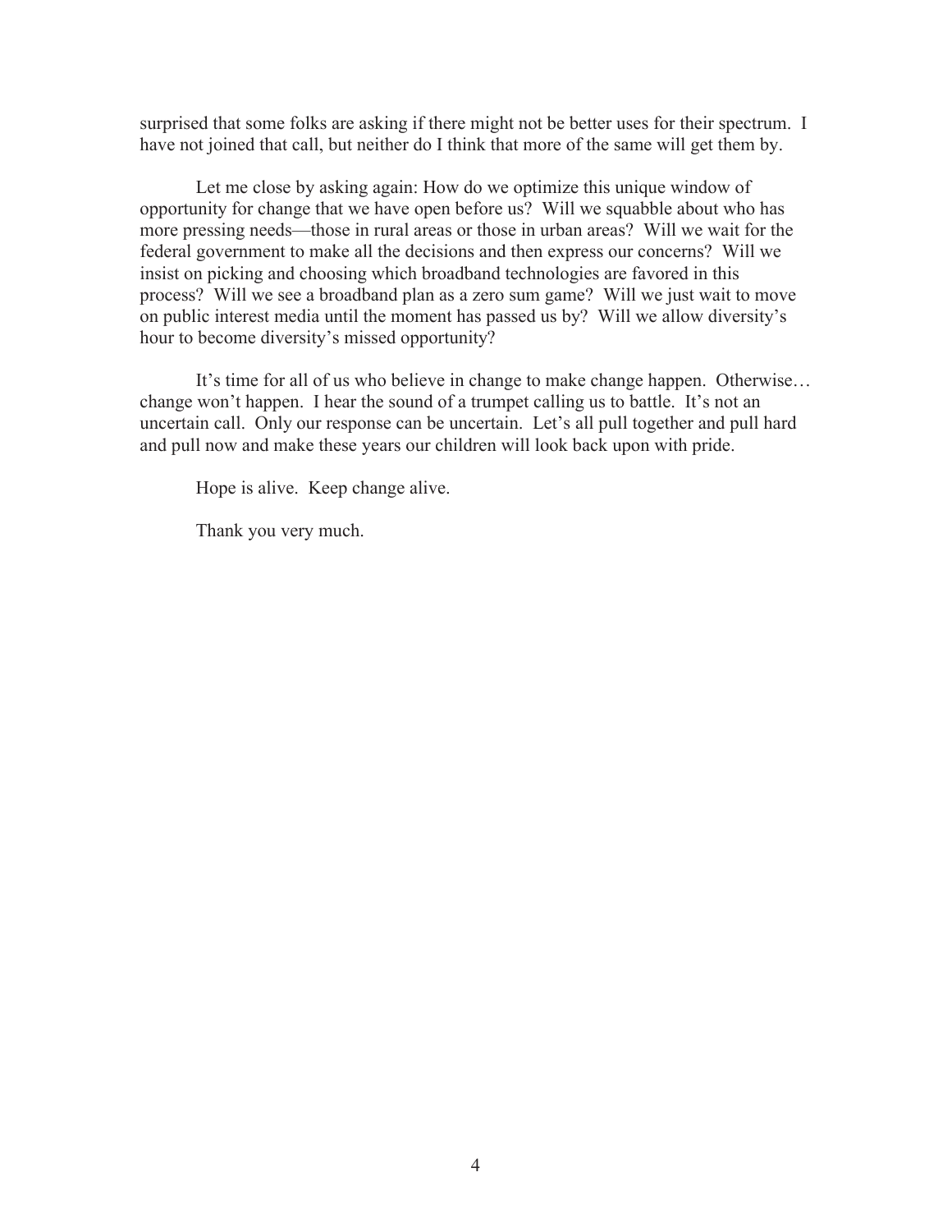surprised that some folks are asking if there might not be better uses for their spectrum. I have not joined that call, but neither do I think that more of the same will get them by.

Let me close by asking again: How do we optimize this unique window of opportunity for change that we have open before us? Will we squabble about who has more pressing needs—those in rural areas or those in urban areas? Will we wait for the federal government to make all the decisions and then express our concerns? Will we insist on picking and choosing which broadband technologies are favored in this process? Will we see a broadband plan as a zero sum game? Will we just wait to move on public interest media until the moment has passed us by? Will we allow diversity's hour to become diversity's missed opportunity?

It's time for all of us who believe in change to make change happen. Otherwise… change won't happen. I hear the sound of a trumpet calling us to battle. It's not an uncertain call. Only our response can be uncertain. Let's all pull together and pull hard and pull now and make these years our children will look back upon with pride.

Hope is alive. Keep change alive.

Thank you very much.